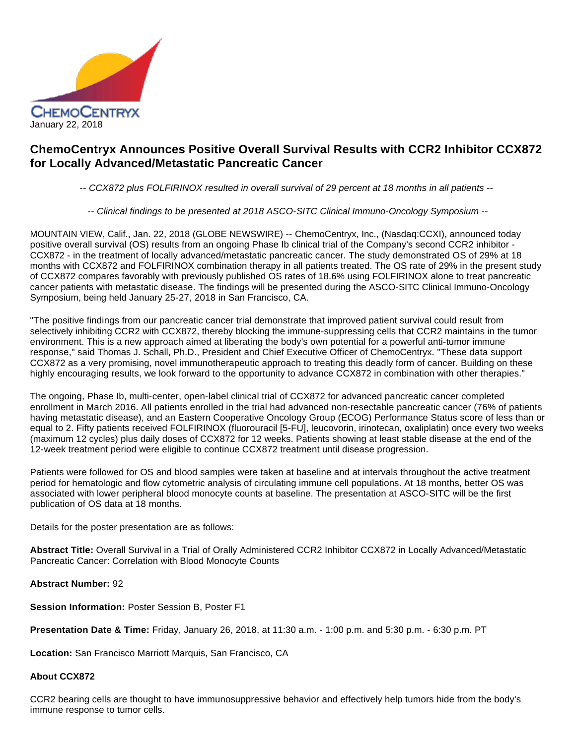CHEMOCENTRYX

January 22, 2018

# ChemoCentryx Announces Positive Overall Survival Results with CCR2 Inhibitor CCX872 for Locally Advanced/Metastatic Pancreatic Cancer

*-- CCX872 plus FOLFIRINOX resulted in overall survival of 29 percent at 18 months in all patients --*

*-- Clinical findings to be presented at 2018 ASCO-SITC Clinical Immuno-Oncology Symposium --*

MOUNTAIN VIEW, Calif., Jan. 22, 2018 (GLOBE NEWSWIRE) -- ChemoCentryx, Inc., (Nasdaq:CCXI), announced today positive overall survival (OS) results from an ongoing Phase Ib clinical trial of the Company's second CCR2 inhibitor - CCX872 - in the treatment of locally advanced/metastatic pancreatic cancer. The study demonstrated OS of 29% at 18 months with CCX872 and FOLFIRINOX combination therapy in all patients treated. The OS rate of 29% in the present study of CCX872 compares favorably with previously published OS rates of 18.6% using FOLFIRINOX alone to treat pancreatic cancer patients with metastatic disease. The findings will be presented during the ASCO-SITC Clinical Immuno-Oncology Symposium, being held January 25-27, 2018 in San Francisco, CA.

"The positive findings from our pancreatic cancer trial demonstrate that improved patient survival could result from selectively inhibiting CCR2 with CCX872, thereby blocking the immune-suppressing cells that CCR2 maintains in the tumor environment. This is a new approach aimed at liberating the body's own potential for a powerful anti-tumor immune response," said Thomas J. Schall, Ph.D., President and Chief Executive Officer of ChemoCentryx. "These data support CCX872 as a very promising, novel immunotherapeutic approach to treating this deadly form of cancer. Building on these highly encouraging results, we look forward to the opportunity to advance CCX872 in combination with other therapies."

The ongoing, Phase Ib, multi-center, open-label clinical trial of CCX872 for advanced pancreatic cancer completed enrollment in March 2016. All patients enrolled in the trial had advanced non-resectable pancreatic cancer (76% of patients having metastatic disease), and an Eastern Cooperative Oncology Group (ECOG) Performance Status score of less than or equal to 2. Fifty patients received FOLFIRINOX (fluorouracil [5-FU], leucovorin, irinotecan, oxaliplatin) once every two weeks (maximum 12 cycles) plus daily doses of CCX872 for 12 weeks. Patients showing at least stable disease at the end of the 12-week treatment period were eligible to continue CCX872 treatment until disease progression.

Patients were followed for OS and blood samples were taken at baseline and at intervals throughout the active treatment period for hematologic and flow cytometric analysis of circulating immune cell populations. At 18 months, better OS was associated with lower peripheral blood monocyte counts at baseline. The presentation at ASCO-SITC will be the first publication of OS data at 18 months.

Details for the poster presentation are as follows:

**Abstract Title:** Overall Survival in a Trial of Orally Administered CCR2 Inhibitor CCX872 in Locally Advanced/Metastatic Pancreatic Cancer: Correlation with Blood Monocyte Counts

**Abstract Number:** 92

**Session Information:** Poster Session B, Poster F1

**Presentation Date & Time:** Friday, January 26, 2018, at 11:30 a.m. - 1:00 p.m. and 5:30 p.m. - 6:30 p.m. PT

**Location:** San Francisco Marriott Marquis, San Francisco, CA

**About CCX872**

CCR2 bearing cells are thought to have immunosuppressive behavior and effectively help tumors hide from the body's immune response to tumor cells.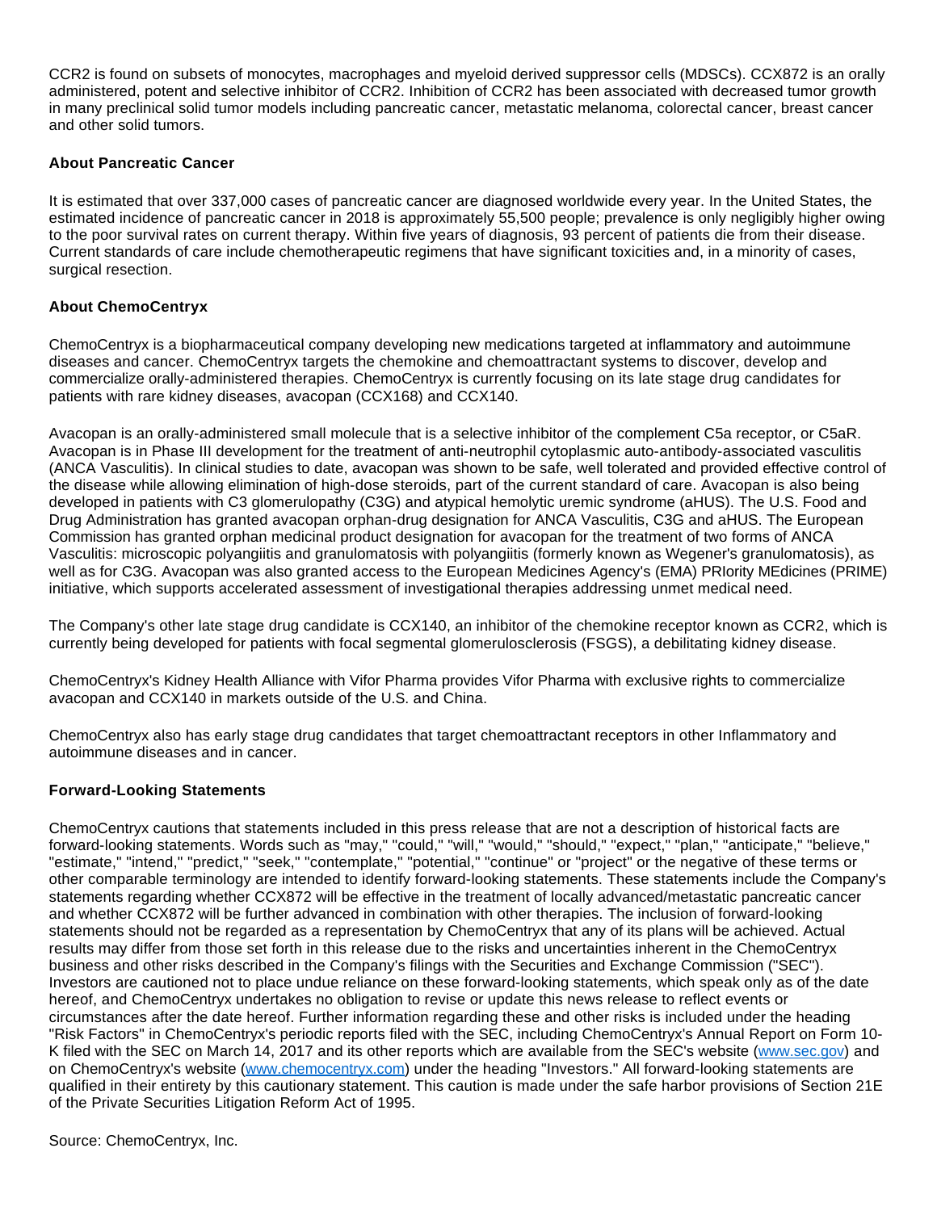CCR2 is found on subsets of monocytes, macrophages and myeloid derived suppressor cells (MDSCs). CCX872 is an orally administered, potent and selective inhibitor of CCR2. Inhibition of CCR2 has been associated with decreased tumor growth in many preclinical solid tumor models including pancreatic cancer, metastatic melanoma, colorectal cancer, breast cancer and other solid tumors.

**About Pancreatic Cancer**

It is estimated that over 337,000 cases of pancreatic cancer are diagnosed worldwide every year. In the United States, the estimated incidence of pancreatic cancer in 2018 is approximately 55,500 people; prevalence is only negligibly higher owing to the poor survival rates on current therapy. Within five years of diagnosis, 93 percent of patients die from their disease. Current standards of care include chemotherapeutic regimens that have significant toxicities and, in a minority of cases, surgical resection.

**About ChemoCentryx**

ChemoCentryx is a biopharmaceutical company developing new medications targeted at inflammatory and autoimmune diseases and cancer. ChemoCentryx targets the chemokine and chemoattractant systems to discover, develop and commercialize orally-administered therapies. ChemoCentryx is currently focusing on its late stage drug candidates for patients with rare kidney diseases, avacopan (CCX168) and CCX140.

Avacopan is an orally-administered small molecule that is a selective inhibitor of the complement C5a receptor, or C5aR. Avacopan is in Phase III development for the treatment of anti-neutrophil cytoplasmic auto-antibody-associated vasculitis (ANCA Vasculitis). In clinical studies to date, avacopan was shown to be safe, well tolerated and provided effective control of the disease while allowing elimination of high-dose steroids, part of the current standard of care. Avacopan is also being developed in patients with C3 glomerulopathy (C3G) and atypical hemolytic uremic syndrome (aHUS). The U.S. Food and Drug Administration has granted avacopan orphan-drug designation for ANCA Vasculitis, C3G and aHUS. The European Commission has granted orphan medicinal product designation for avacopan for the treatment of two forms of ANCA Vasculitis: microscopic polyangiitis and granulomatosis with polyangiitis (formerly known as Wegener's granulomatosis), as well as for C3G. Avacopan was also granted access to the European Medicines Agency's (EMA) PRIority MEdicines (PRIME) initiative, which supports accelerated assessment of investigational therapies addressing unmet medical need.

The Company's other late stage drug candidate is CCX140, an inhibitor of the chemokine receptor known as CCR2, which is currently being developed for patients with focal segmental glomerulosclerosis (FSGS), a debilitating kidney disease.

ChemoCentryx's Kidney Health Alliance with Vifor Pharma provides Vifor Pharma with exclusive rights to commercialize avacopan and CCX140 in markets outside of the U.S. and China.

ChemoCentryx also has early stage drug candidates that target chemoattractant receptors in other Inflammatory and autoimmune diseases and in cancer.

**Forward-Looking Statements**

ChemoCentryx cautions that statements included in this press release that are not a description of historical facts are forward-looking statements. Words such as "may," "could," "will," "would," "should," "expect," "plan," "anticipate," "believe," "estimate," "intend," "predict," "seek," "contemplate," "potential," "continue" or "project" or the negative of these terms or other comparable terminology are intended to identify forward-looking statements. These statements include the Company's statements regarding whether CCX872 will be effective in the treatment of locally advanced/metastatic pancreatic cancer and whether CCX872 will be further advanced in combination with other therapies. The inclusion of forward-looking statements should not be regarded as a representation by ChemoCentryx that any of its plans will be achieved. Actual results may differ from those set forth in this release due to the risks and uncertainties inherent in the ChemoCentryx business and other risks described in the Company's filings with the Securities and Exchange Commission ("SEC"). Investors are cautioned not to place undue reliance on these forward-looking statements, which speak only as of the date hereof, and ChemoCentryx undertakes no obligation to revise or update this news release to reflect events or circumstances after the date hereof. Further information regarding these and other risks is included under the heading "Risk Factors" in ChemoCentryx's periodic reports filed with the SEC, including ChemoCentryx's Annual Report on Form 10-K filed with the SEC on March 14, 2017 and its other reports which are available from the SEC's website ([www.sec.gov](www.sec.gov)) and on ChemoCentryx's website ([www.chemocentryx.com](www.chemocentryx.com)) under the heading "Investors." All forward-looking statements are qualified in their entirety by this cautionary statement. This caution is made under the safe harbor provisions of Section 21E of the Private Securities Litigation Reform Act of 1995.

Source: ChemoCentryx, Inc.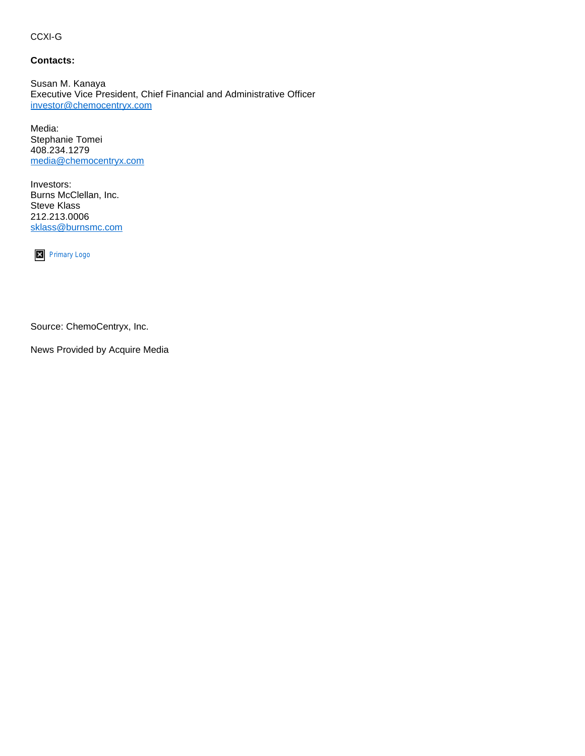CCXI-G

**Contacts:**

Susan M. Kanaya
Executive Vice President, Chief Financial and Administrative Officer
investor@chemocentryx.com

Media:
Stephanie Tomei
408.234.1279
media@chemocentryx.com

Investors:
Burns McClellan, Inc.
Steve Klass
212.213.0006
sklass@burnsmc.com

Primary Logo

Source: ChemoCentryx, Inc.

News Provided by Acquire Media